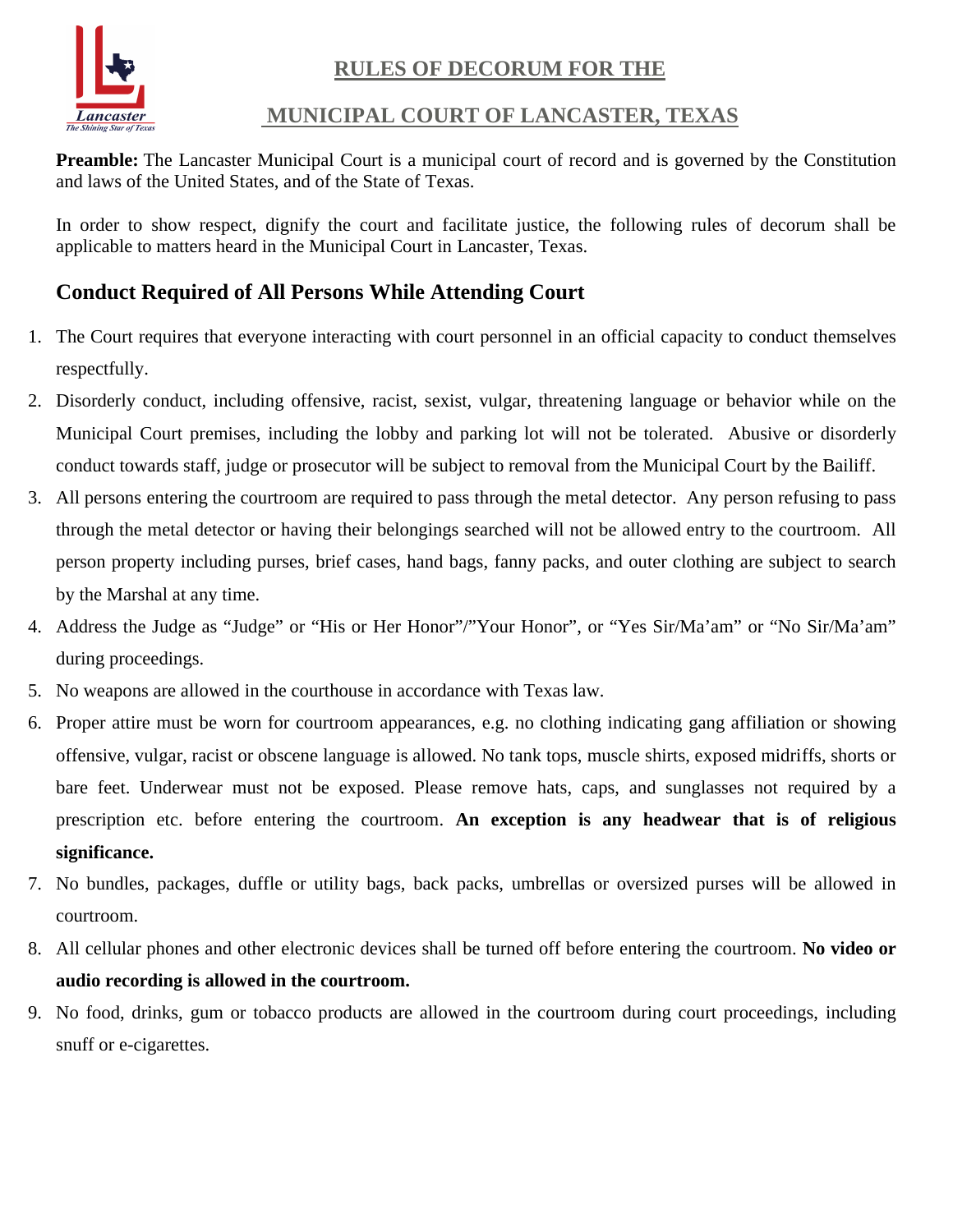# RULES OF DECORUM FOR THE

# MUNICIPAL COURT OF LANCASTER, TEXAS

**Preamble:** The Lancaster Municipal Court is a municipal court of record and is governed by the Constitution and laws of the United States, and of the State of Texas.

In order to show respect, dignify the court and facilitate justice, the following rules of decorum shall be applicable to matters heard in the Municipal Court in Lancaster, Texas.

## Conduct Required of All Persons While Attending Court

1. The Court requires that everyone interacting with court personnel in an official capacity to conduct themselves respectfully.
2. Disorderly conduct, including offensive, racist, sexist, vulgar, threatening language or behavior while on the Municipal Court premises, including the lobby and parking lot will not be tolerated. Abusive or disorderly conduct towards staff, judge or prosecutor will be subject to removal from the Municipal Court by the Bailiff.
3. All persons entering the courtroom are required to pass through the metal detector. Any person refusing to pass through the metal detector or having their belongings searched will not be allowed entry to the courtroom. All person property including purses, brief cases, hand bags, fanny packs, and outer clothing are subject to search by the Marshal at any time.
4. Address the Judge as "Judge" or "His or Her Honor"/"Your Honor", or "Yes Sir/Ma'am" or "No Sir/Ma'am" during proceedings.
5. No weapons are allowed in the courthouse in accordance with Texas law.
6. Proper attire must be worn for courtroom appearances, e.g. no clothing indicating gang affiliation or showing offensive, vulgar, racist or obscene language is allowed. No tank tops, muscle shirts, exposed midriffs, shorts or bare feet. Underwear must not be exposed. Please remove hats, caps, and sunglasses not required by a prescription etc. before entering the courtroom. **An exception is any headwear that is of religious significance.**
7. No bundles, packages, duffle or utility bags, back packs, umbrellas or oversized purses will be allowed in courtroom.
8. All cellular phones and other electronic devices shall be turned off before entering the courtroom. **No video or audio recording is allowed in the courtroom.**
9. No food, drinks, gum or tobacco products are allowed in the courtroom during court proceedings, including snuff or e-cigarettes.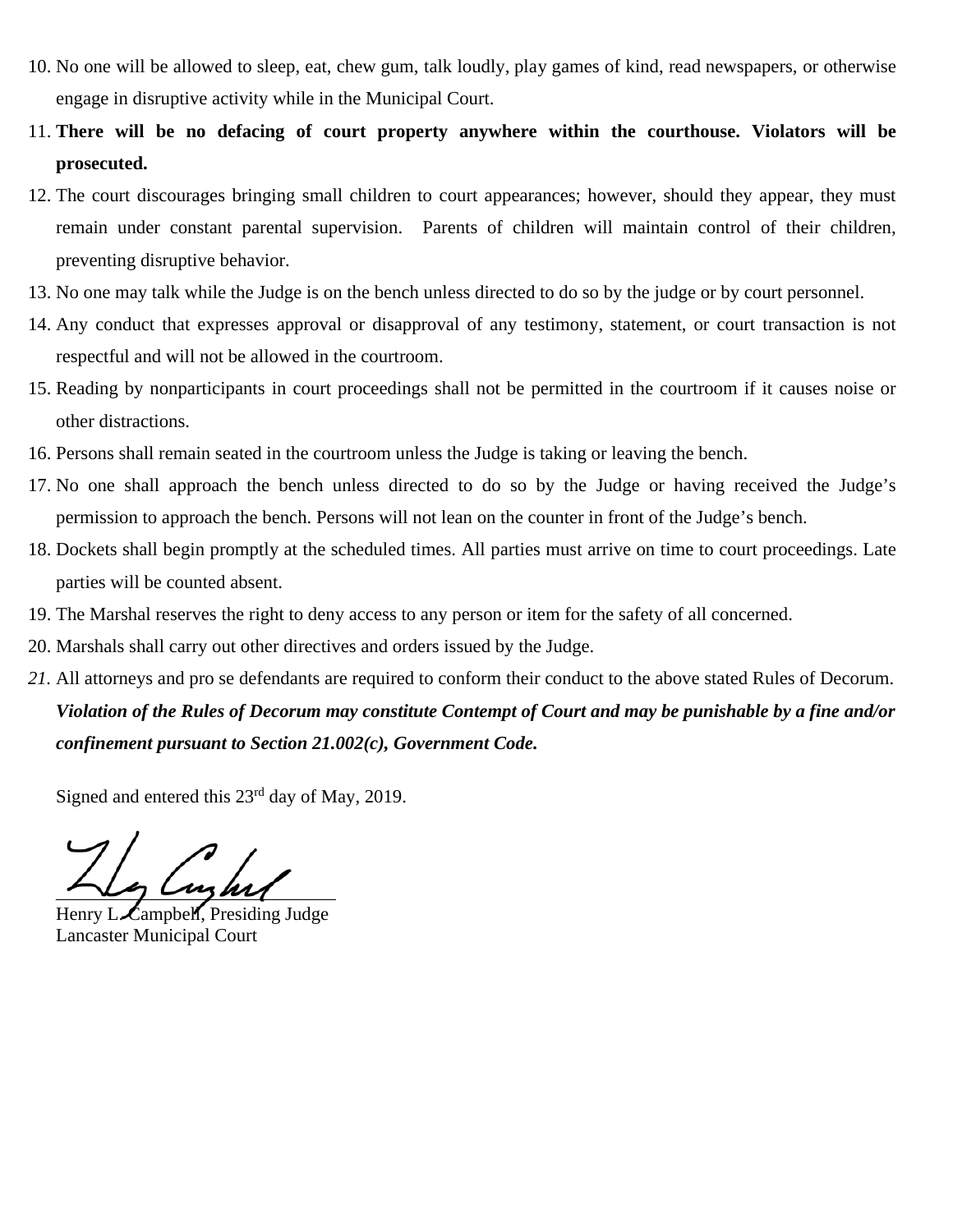10. No one will be allowed to sleep, eat, chew gum, talk loudly, play games of kind, read newspapers, or otherwise engage in disruptive activity while in the Municipal Court.
11. **There will be no defacing of court property anywhere within the courthouse. Violators will be prosecuted.**
12. The court discourages bringing small children to court appearances; however, should they appear, they must remain under constant parental supervision. Parents of children will maintain control of their children, preventing disruptive behavior.
13. No one may talk while the Judge is on the bench unless directed to do so by the judge or by court personnel.
14. Any conduct that expresses approval or disapproval of any testimony, statement, or court transaction is not respectful and will not be allowed in the courtroom.
15. Reading by nonparticipants in court proceedings shall not be permitted in the courtroom if it causes noise or other distractions.
16. Persons shall remain seated in the courtroom unless the Judge is taking or leaving the bench.
17. No one shall approach the bench unless directed to do so by the Judge or having received the Judge's permission to approach the bench. Persons will not lean on the counter in front of the Judge's bench.
18. Dockets shall begin promptly at the scheduled times. All parties must arrive on time to court proceedings. Late parties will be counted absent.
19. The Marshal reserves the right to deny access to any person or item for the safety of all concerned.
20. Marshals shall carry out other directives and orders issued by the Judge.
21. All attorneys and pro se defendants are required to conform their conduct to the above stated Rules of Decorum.

***Violation of the Rules of Decorum may constitute Contempt of Court and may be punishable by a fine and/or confinement pursuant to Section 21.002(c), Government Code.***

Signed and entered this 23rd day of May, 2019.

Henry L. Campbell, Presiding Judge
Lancaster Municipal Court